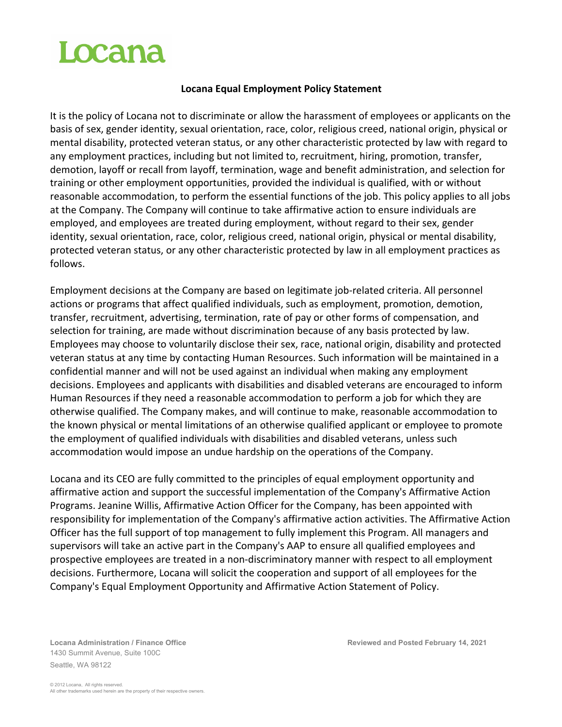Locana

**Locana Equal Employment Policy Statement**

It is the policy of Locana not to discriminate or allow the harassment of employees or applicants on the basis of sex, gender identity, sexual orientation, race, color, religious creed, national origin, physical or mental disability, protected veteran status, or any other characteristic protected by law with regard to any employment practices, including but not limited to, recruitment, hiring, promotion, transfer, demotion, layoff or recall from layoff, termination, wage and benefit administration, and selection for training or other employment opportunities, provided the individual is qualified, with or without reasonable accommodation, to perform the essential functions of the job. This policy applies to all jobs at the Company. The Company will continue to take affirmative action to ensure individuals are employed, and employees are treated during employment, without regard to their sex, gender identity, sexual orientation, race, color, religious creed, national origin, physical or mental disability, protected veteran status, or any other characteristic protected by law in all employment practices as follows.

Employment decisions at the Company are based on legitimate job-related criteria. All personnel actions or programs that affect qualified individuals, such as employment, promotion, demotion, transfer, recruitment, advertising, termination, rate of pay or other forms of compensation, and selection for training, are made without discrimination because of any basis protected by law. Employees may choose to voluntarily disclose their sex, race, national origin, disability and protected veteran status at any time by contacting Human Resources. Such information will be maintained in a confidential manner and will not be used against an individual when making any employment decisions. Employees and applicants with disabilities and disabled veterans are encouraged to inform Human Resources if they need a reasonable accommodation to perform a job for which they are otherwise qualified. The Company makes, and will continue to make, reasonable accommodation to the known physical or mental limitations of an otherwise qualified applicant or employee to promote the employment of qualified individuals with disabilities and disabled veterans, unless such accommodation would impose an undue hardship on the operations of the Company.

Locana and its CEO are fully committed to the principles of equal employment opportunity and affirmative action and support the successful implementation of the Company's Affirmative Action Programs. Jeanine Willis, Affirmative Action Officer for the Company, has been appointed with responsibility for implementation of the Company's affirmative action activities. The Affirmative Action Officer has the full support of top management to fully implement this Program. All managers and supervisors will take an active part in the Company's AAP to ensure all qualified employees and prospective employees are treated in a non-discriminatory manner with respect to all employment decisions. Furthermore, Locana will solicit the cooperation and support of all employees for the Company's Equal Employment Opportunity and Affirmative Action Statement of Policy.

**Locana Administration / Finance Office**
1430 Summit Avenue, Suite 100C
Seattle, WA 98122

**Reviewed and Posted February 14, 2021**

© 2012 Locana. All rights reserved.
All other trademarks used herein are the property of their respective owners.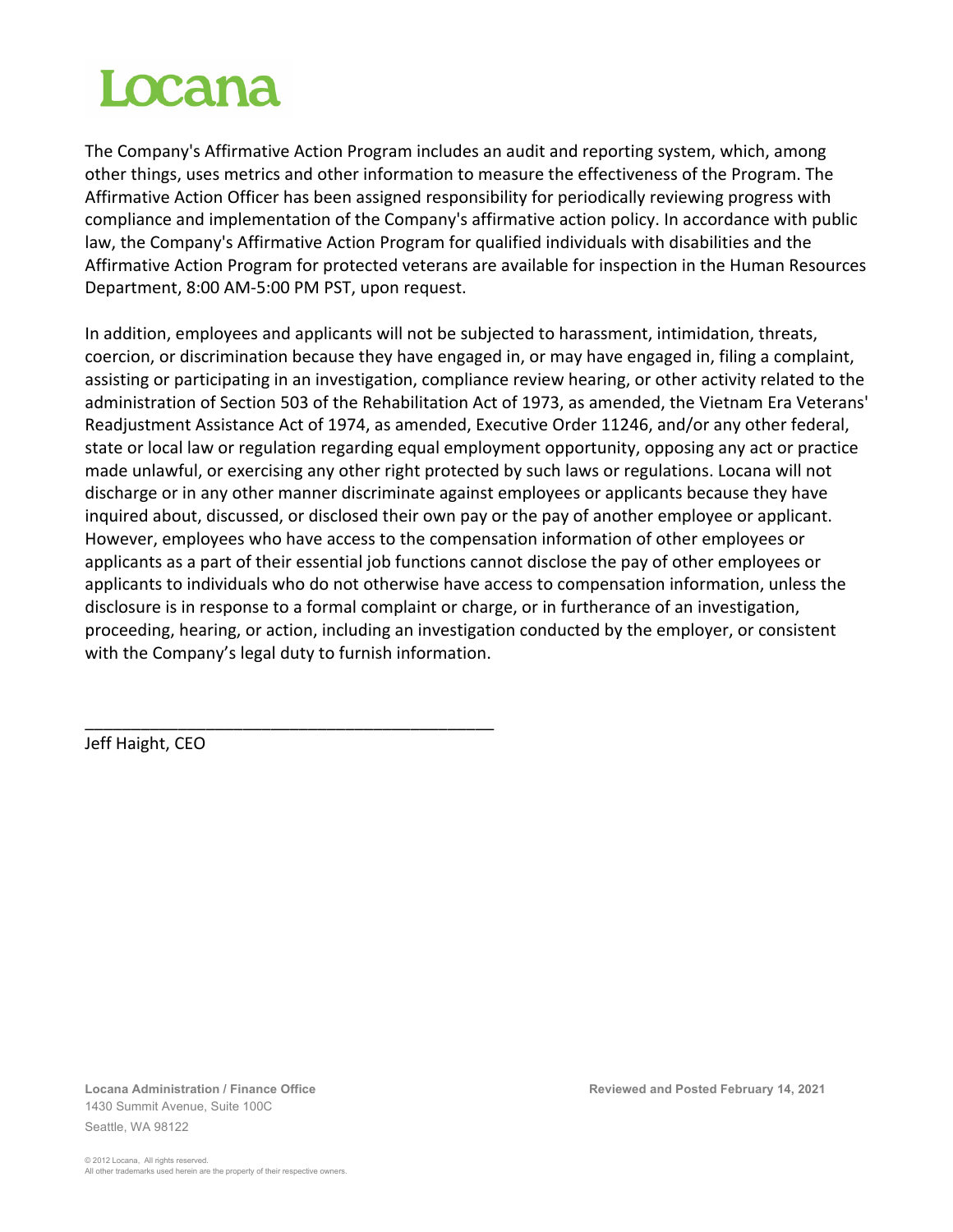Locana

The Company's Affirmative Action Program includes an audit and reporting system, which, among other things, uses metrics and other information to measure the effectiveness of the Program. The Affirmative Action Officer has been assigned responsibility for periodically reviewing progress with compliance and implementation of the Company's affirmative action policy. In accordance with public law, the Company's Affirmative Action Program for qualified individuals with disabilities and the Affirmative Action Program for protected veterans are available for inspection in the Human Resources Department, 8:00 AM-5:00 PM PST, upon request.

In addition, employees and applicants will not be subjected to harassment, intimidation, threats, coercion, or discrimination because they have engaged in, or may have engaged in, filing a complaint, assisting or participating in an investigation, compliance review hearing, or other activity related to the administration of Section 503 of the Rehabilitation Act of 1973, as amended, the Vietnam Era Veterans' Readjustment Assistance Act of 1974, as amended, Executive Order 11246, and/or any other federal, state or local law or regulation regarding equal employment opportunity, opposing any act or practice made unlawful, or exercising any other right protected by such laws or regulations. Locana will not discharge or in any other manner discriminate against employees or applicants because they have inquired about, discussed, or disclosed their own pay or the pay of another employee or applicant. However, employees who have access to the compensation information of other employees or applicants as a part of their essential job functions cannot disclose the pay of other employees or applicants to individuals who do not otherwise have access to compensation information, unless the disclosure is in response to a formal complaint or charge, or in furtherance of an investigation, proceeding, hearing, or action, including an investigation conducted by the employer, or consistent with the Company's legal duty to furnish information.

\_\_\_\_\_\_\_\_\_\_\_\_\_\_\_\_\_\_\_\_\_\_\_\_\_\_\_\_\_\_\_\_\_\_\_\_\_\_\_\_\_\_\_\_

Jeff Haight, CEO

**Locana Administration / Finance Office**
1430 Summit Avenue, Suite 100C
Seattle, WA 98122

**Reviewed and Posted February 14, 2021**

© 2012 Locana. All rights reserved.
All other trademarks used herein are the property of their respective owners.